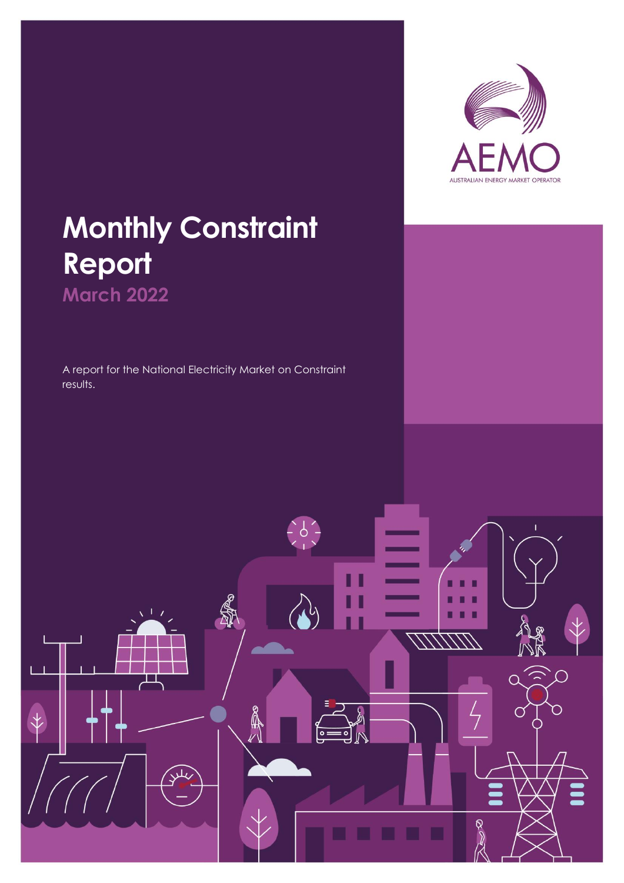AEMO

AUSTRALIAN ENERGY MARKET OPERATOR

# Monthly Constraint Report

## March 2022

A report for the National Electricity Market on Constraint results.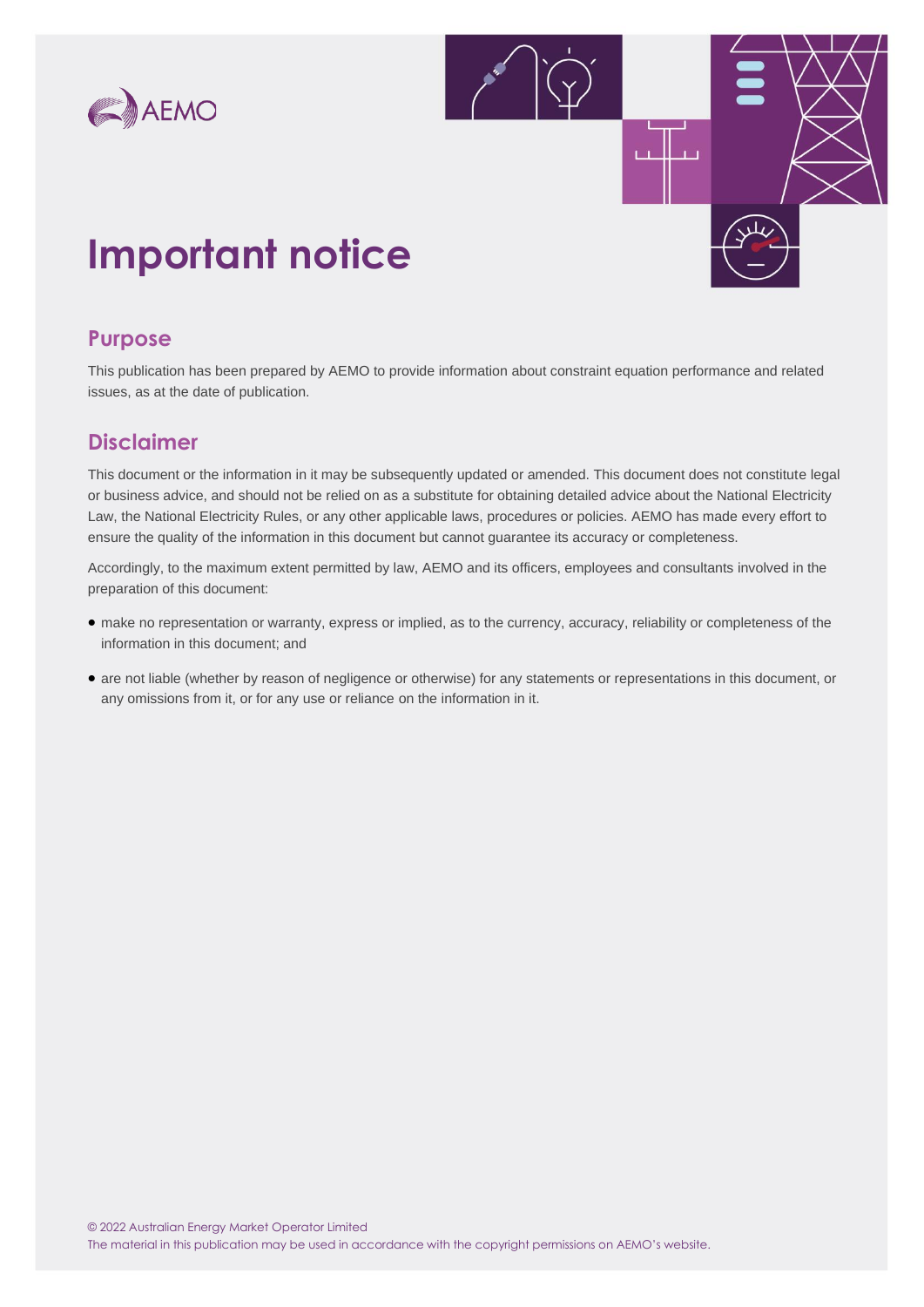# Important notice

## Purpose

This publication has been prepared by AEMO to provide information about constraint equation performance and related issues, as at the date of publication.

## Disclaimer

This document or the information in it may be subsequently updated or amended. This document does not constitute legal or business advice, and should not be relied on as a substitute for obtaining detailed advice about the National Electricity Law, the National Electricity Rules, or any other applicable laws, procedures or policies. AEMO has made every effort to ensure the quality of the information in this document but cannot guarantee its accuracy or completeness.

Accordingly, to the maximum extent permitted by law, AEMO and its officers, employees and consultants involved in the preparation of this document:

- make no representation or warranty, express or implied, as to the currency, accuracy, reliability or completeness of the information in this document; and
- are not liable (whether by reason of negligence or otherwise) for any statements or representations in this document, or any omissions from it, or for any use or reliance on the information in it.

© 2022 Australian Energy Market Operator Limited
The material in this publication may be used in accordance with the copyright permissions on AEMO's website.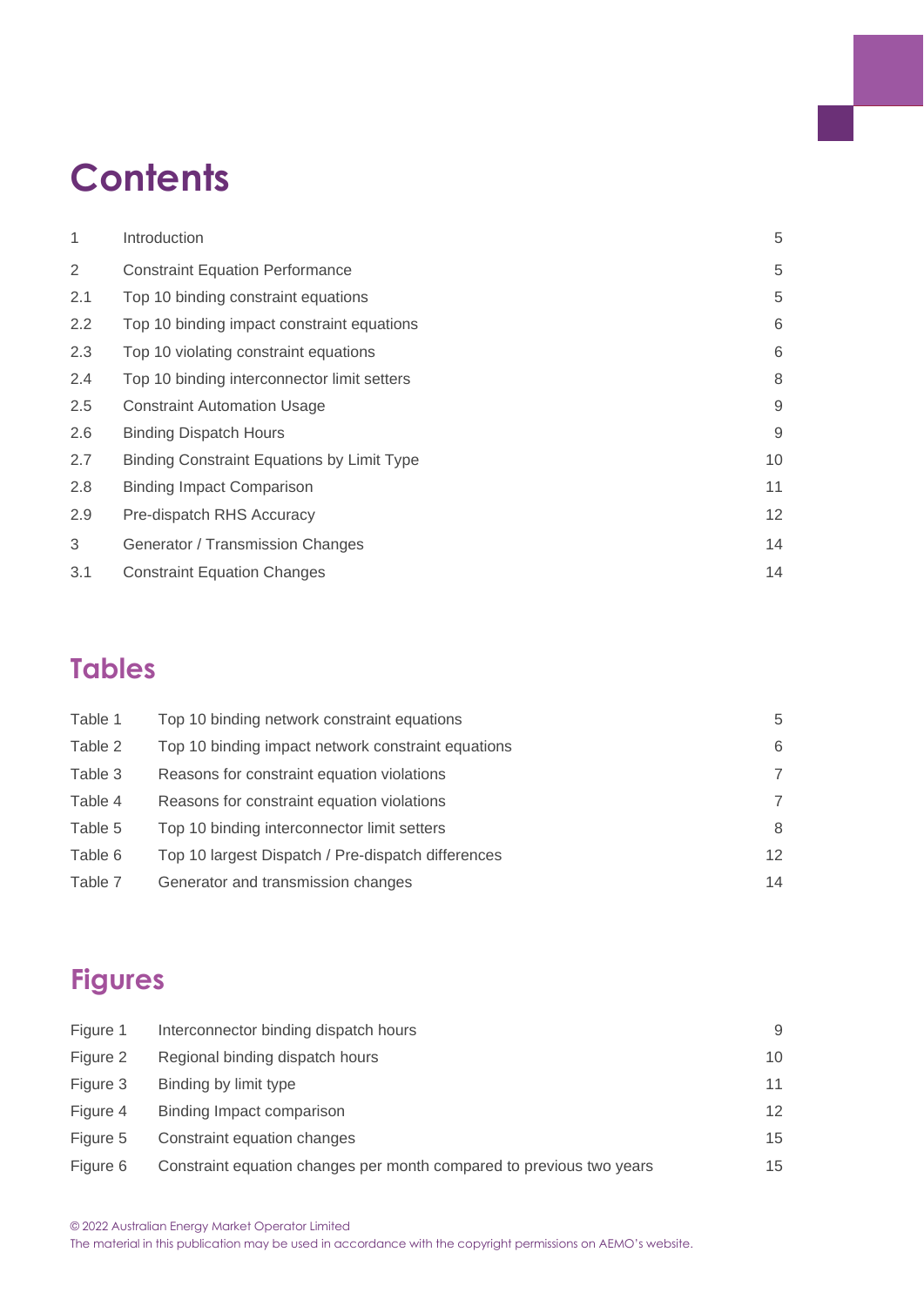# Contents

| | | |
|---|---|---|
| 1 | Introduction | 5 |
| 2 | Constraint Equation Performance | 5 |
| 2.1 | Top 10 binding constraint equations | 5 |
| 2.2 | Top 10 binding impact constraint equations | 6 |
| 2.3 | Top 10 violating constraint equations | 6 |
| 2.4 | Top 10 binding interconnector limit setters | 8 |
| 2.5 | Constraint Automation Usage | 9 |
| 2.6 | Binding Dispatch Hours | 9 |
| 2.7 | Binding Constraint Equations by Limit Type | 10 |
| 2.8 | Binding Impact Comparison | 11 |
| 2.9 | Pre-dispatch RHS Accuracy | 12 |
| 3 | Generator / Transmission Changes | 14 |
| 3.1 | Constraint Equation Changes | 14 |

## Tables

| | | |
|---|---|---|
| Table 1 | Top 10 binding network constraint equations | 5 |
| Table 2 | Top 10 binding impact network constraint equations | 6 |
| Table 3 | Reasons for constraint equation violations | 7 |
| Table 4 | Reasons for constraint equation violations | 7 |
| Table 5 | Top 10 binding interconnector limit setters | 8 |
| Table 6 | Top 10 largest Dispatch / Pre-dispatch differences | 12 |
| Table 7 | Generator and transmission changes | 14 |

## Figures

| | | |
|---|---|---|
| Figure 1 | Interconnector binding dispatch hours | 9 |
| Figure 2 | Regional binding dispatch hours | 10 |
| Figure 3 | Binding by limit type | 11 |
| Figure 4 | Binding Impact comparison | 12 |
| Figure 5 | Constraint equation changes | 15 |
| Figure 6 | Constraint equation changes per month compared to previous two years | 15 |

© 2022 Australian Energy Market Operator Limited
The material in this publication may be used in accordance with the copyright permissions on AEMO's website.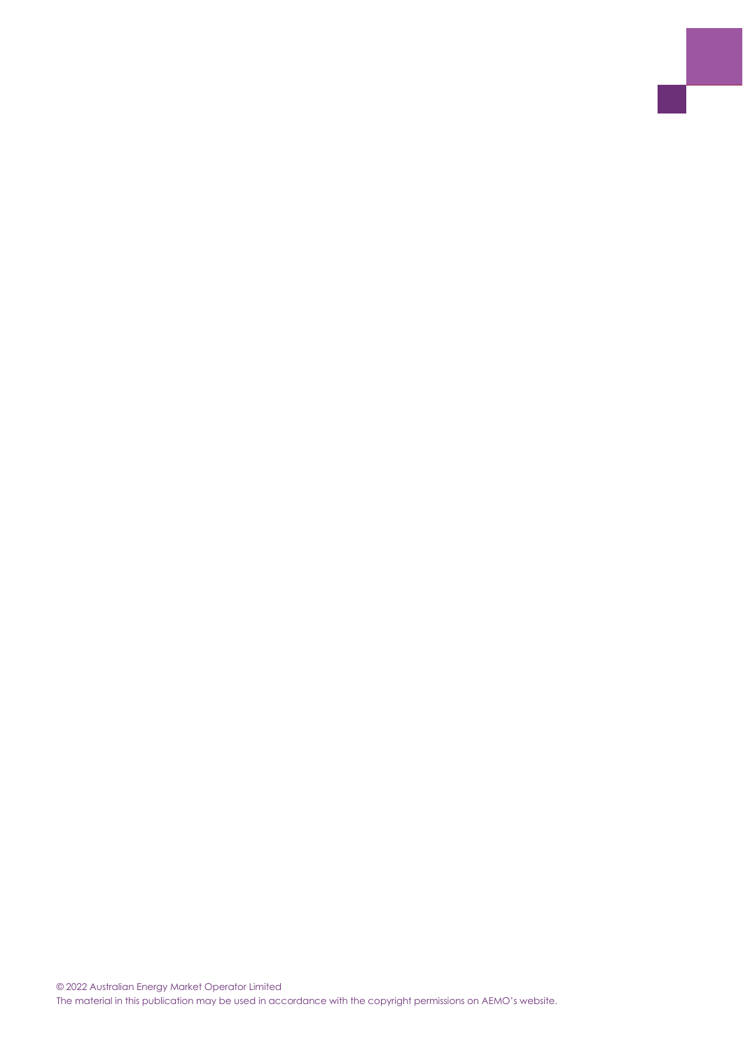© 2022 Australian Energy Market Operator Limited
The material in this publication may be used in accordance with the copyright permissions on AEMO's website.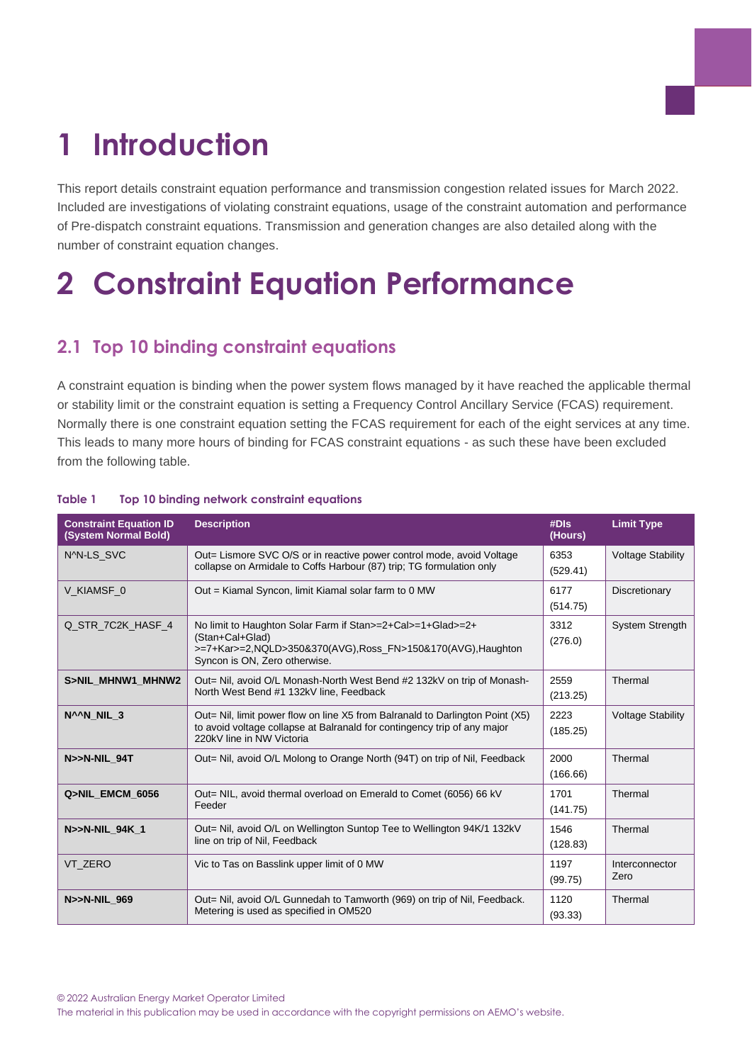# 1 Introduction

This report details constraint equation performance and transmission congestion related issues for March 2022. Included are investigations of violating constraint equations, usage of the constraint automation and performance of Pre-dispatch constraint equations. Transmission and generation changes are also detailed along with the number of constraint equation changes.

# 2 Constraint Equation Performance

## 2.1 Top 10 binding constraint equations

A constraint equation is binding when the power system flows managed by it have reached the applicable thermal or stability limit or the constraint equation is setting a Frequency Control Ancillary Service (FCAS) requirement. Normally there is one constraint equation setting the FCAS requirement for each of the eight services at any time. This leads to many more hours of binding for FCAS constraint equations - as such these have been excluded from the following table.

**Table 1 Top 10 binding network constraint equations**

| Constraint Equation ID (System Normal Bold) | Description | #DIs (Hours) | Limit Type |
|---|---|---|---|
| N^N-LS_SVC | Out= Lismore SVC O/S or in reactive power control mode, avoid Voltage collapse on Armidale to Coffs Harbour (87) trip; TG formulation only | 6353 (529.41) | Voltage Stability |
| V_KIAMSF_0 | Out = Kiamal Syncon, limit Kiamal solar farm to 0 MW | 6177 (514.75) | Discretionary |
| Q_STR_7C2K_HASF_4 | No limit to Haughton Solar Farm if Stan>=2+Cal>=1+Glad>=2+(Stan+Cal+Glad)>=7+Kar>=2,NQLD>350&370(AVG),Ross_FN>150&170(AVG),Haughton Syncon is ON, Zero otherwise. | 3312 (276.0) | System Strength |
| **S>NIL_MHNW1_MHNW2** | Out= Nil, avoid O/L Monash-North West Bend #2 132kV on trip of Monash-North West Bend #1 132kV line, Feedback | 2559 (213.25) | Thermal |
| **N^^N_NIL_3** | Out= Nil, limit power flow on line X5 from Balranald to Darlington Point (X5) to avoid voltage collapse at Balranald for contingency trip of any major 220kV line in NW Victoria | 2223 (185.25) | Voltage Stability |
| **N>>N-NIL_94T** | Out= Nil, avoid O/L Molong to Orange North (94T) on trip of Nil, Feedback | 2000 (166.66) | Thermal |
| **Q>NIL_EMCM_6056** | Out= NIL, avoid thermal overload on Emerald to Comet (6056) 66 kV Feeder | 1701 (141.75) | Thermal |
| **N>>N-NIL_94K_1** | Out= Nil, avoid O/L on Wellington Suntop Tee to Wellington 94K/1 132kV line on trip of Nil, Feedback | 1546 (128.83) | Thermal |
| VT_ZERO | Vic to Tas on Basslink upper limit of 0 MW | 1197 (99.75) | Interconnector Zero |
| **N>>N-NIL_969** | Out= Nil, avoid O/L Gunnedah to Tamworth (969) on trip of Nil, Feedback. Metering is used as specified in OM520 | 1120 (93.33) | Thermal |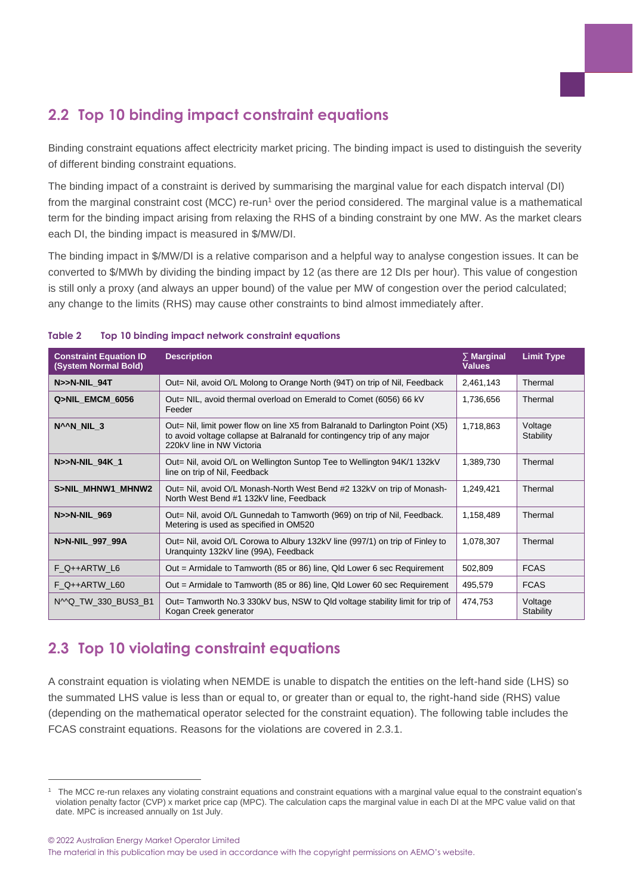## 2.2 Top 10 binding impact constraint equations

Binding constraint equations affect electricity market pricing. The binding impact is used to distinguish the severity of different binding constraint equations.

The binding impact of a constraint is derived by summarising the marginal value for each dispatch interval (DI) from the marginal constraint cost (MCC) re-run[1] over the period considered. The marginal value is a mathematical term for the binding impact arising from relaxing the RHS of a binding constraint by one MW. As the market clears each DI, the binding impact is measured in $/MW/DI.

The binding impact in $/MW/DI is a relative comparison and a helpful way to analyse congestion issues. It can be converted to $/MWh by dividing the binding impact by 12 (as there are 12 DIs per hour). This value of congestion is still only a proxy (and always an upper bound) of the value per MW of congestion over the period calculated; any change to the limits (RHS) may cause other constraints to bind almost immediately after.

**Table 2 Top 10 binding impact network constraint equations**

| Constraint Equation ID (System Normal Bold) | Description | ∑ Marginal Values | Limit Type |
|---|---|---|---|
| **N>>N-NIL_94T** | Out= Nil, avoid O/L Molong to Orange North (94T) on trip of Nil, Feedback | 2,461,143 | Thermal |
| **Q>NIL_EMCM_6056** | Out= NIL, avoid thermal overload on Emerald to Comet (6056) 66 kV Feeder | 1,736,656 | Thermal |
| **N^^N_NIL_3** | Out= Nil, limit power flow on line X5 from Balranald to Darlington Point (X5) to avoid voltage collapse at Balranald for contingency trip of any major 220kV line in NW Victoria | 1,718,863 | Voltage Stability |
| **N>>N-NIL_94K_1** | Out= Nil, avoid O/L on Wellington Suntop Tee to Wellington 94K/1 132kV line on trip of Nil, Feedback | 1,389,730 | Thermal |
| **S>NIL_MHNW1_MHNW2** | Out= Nil, avoid O/L Monash-North West Bend #2 132kV on trip of Monash-North West Bend #1 132kV line, Feedback | 1,249,421 | Thermal |
| **N>>N-NIL_969** | Out= Nil, avoid O/L Gunnedah to Tamworth (969) on trip of Nil, Feedback. Metering is used as specified in OM520 | 1,158,489 | Thermal |
| **N>N-NIL_997_99A** | Out= Nil, avoid O/L Corowa to Albury 132kV line (997/1) on trip of Finley to Uranquinty 132kV line (99A), Feedback | 1,078,307 | Thermal |
| F_Q++ARTW_L6 | Out = Armidale to Tamworth (85 or 86) line, Qld Lower 6 sec Requirement | 502,809 | FCAS |
| F_Q++ARTW_L60 | Out = Armidale to Tamworth (85 or 86) line, Qld Lower 60 sec Requirement | 495,579 | FCAS |
| N^^Q_TW_330_BUS3_B1 | Out= Tamworth No.3 330kV bus, NSW to Qld voltage stability limit for trip of Kogan Creek generator | 474,753 | Voltage Stability |

## 2.3 Top 10 violating constraint equations

A constraint equation is violating when NEMDE is unable to dispatch the entities on the left-hand side (LHS) so the summated LHS value is less than or equal to, or greater than or equal to, the right-hand side (RHS) value (depending on the mathematical operator selected for the constraint equation). The following table includes the FCAS constraint equations. Reasons for the violations are covered in 2.3.1.

[1] The MCC re-run relaxes any violating constraint equations and constraint equations with a marginal value equal to the constraint equation's violation penalty factor (CVP) x market price cap (MPC). The calculation caps the marginal value in each DI at the MPC value valid on that date. MPC is increased annually on 1st July.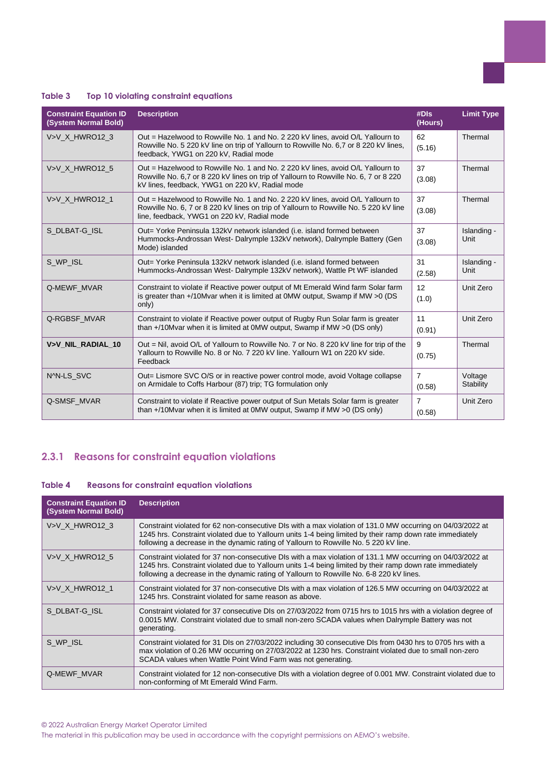Table 3 Top 10 violating constraint equations

| Constraint Equation ID (System Normal Bold) | Description | #DIs (Hours) | Limit Type |
|---|---|---|---|
| V>V_X_HWRO12_3 | Out = Hazelwood to Rowville No. 1 and No. 2 220 kV lines, avoid O/L Yallourn to Rowville No. 5 220 kV line on trip of Yallourn to Rowville No. 6,7 or 8 220 kV lines, feedback, YWG1 on 220 kV, Radial mode | 62 (5.16) | Thermal |
| V>V_X_HWRO12_5 | Out = Hazelwood to Rowville No. 1 and No. 2 220 kV lines, avoid O/L Yallourn to Rowville No. 6,7 or 8 220 kV lines on trip of Yallourn to Rowville No. 6, 7 or 8 220 kV lines, feedback, YWG1 on 220 kV, Radial mode | 37 (3.08) | Thermal |
| V>V_X_HWRO12_1 | Out = Hazelwood to Rowville No. 1 and No. 2 220 kV lines, avoid O/L Yallourn to Rowville No. 6, 7 or 8 220 kV lines on trip of Yallourn to Rowville No. 5 220 kV line, feedback, YWG1 on 220 kV, Radial mode | 37 (3.08) | Thermal |
| S_DLBAT-G_ISL | Out= Yorke Peninsula 132kV network islanded (i.e. island formed between Hummocks-Androssan West- Dalrymple 132kV network), Dalrymple Battery (Gen Mode) islanded | 37 (3.08) | Islanding - Unit |
| S_WP_ISL | Out= Yorke Peninsula 132kV network islanded (i.e. island formed between Hummocks-Androssan West- Dalrymple 132kV network), Wattle Pt WF islanded | 31 (2.58) | Islanding - Unit |
| Q-MEWF_MVAR | Constraint to violate if Reactive power output of Mt Emerald Wind farm Solar farm is greater than +/10Mvar when it is limited at 0MW output, Swamp if MW >0 (DS only) | 12 (1.0) | Unit Zero |
| Q-RGBSF_MVAR | Constraint to violate if Reactive power output of Rugby Run Solar farm is greater than +/10Mvar when it is limited at 0MW output, Swamp if MW >0 (DS only) | 11 (0.91) | Unit Zero |
| **V>V_NIL_RADIAL_10** | Out = Nil, avoid O/L of Yallourn to Rowville No. 7 or No. 8 220 kV line for trip of the Yallourn to Rowville No. 8 or No. 7 220 kV line. Yallourn W1 on 220 kV side. Feedback | 9 (0.75) | Thermal |
| N^N-LS_SVC | Out= Lismore SVC O/S or in reactive power control mode, avoid Voltage collapse on Armidale to Coffs Harbour (87) trip; TG formulation only | 7 (0.58) | Voltage Stability |
| Q-SMSF_MVAR | Constraint to violate if Reactive power output of Sun Metals Solar farm is greater than +/10Mvar when it is limited at 0MW output, Swamp if MW >0 (DS only) | 7 (0.58) | Unit Zero |

### 2.3.1 Reasons for constraint equation violations

Table 4 Reasons for constraint equation violations

| Constraint Equation ID (System Normal Bold) | Description |
|---|---|
| V>V_X_HWRO12_3 | Constraint violated for 62 non-consecutive DIs with a max violation of 131.0 MW occurring on 04/03/2022 at 1245 hrs. Constraint violated due to Yallourn units 1-4 being limited by their ramp down rate immediately following a decrease in the dynamic rating of Yallourn to Rowville No. 5 220 kV line. |
| V>V_X_HWRO12_5 | Constraint violated for 37 non-consecutive DIs with a max violation of 131.1 MW occurring on 04/03/2022 at 1245 hrs. Constraint violated due to Yallourn units 1-4 being limited by their ramp down rate immediately following a decrease in the dynamic rating of Yallourn to Rowville No. 6-8 220 kV lines. |
| V>V_X_HWRO12_1 | Constraint violated for 37 non-consecutive DIs with a max violation of 126.5 MW occurring on 04/03/2022 at 1245 hrs. Constraint violated for same reason as above. |
| S_DLBAT-G_ISL | Constraint violated for 37 consecutive DIs on 27/03/2022 from 0715 hrs to 1015 hrs with a violation degree of 0.0015 MW. Constraint violated due to small non-zero SCADA values when Dalrymple Battery was not generating. |
| S_WP_ISL | Constraint violated for 31 DIs on 27/03/2022 including 30 consecutive DIs from 0430 hrs to 0705 hrs with a max violation of 0.26 MW occurring on 27/03/2022 at 1230 hrs. Constraint violated due to small non-zero SCADA values when Wattle Point Wind Farm was not generating. |
| Q-MEWF_MVAR | Constraint violated for 12 non-consecutive DIs with a violation degree of 0.001 MW. Constraint violated due to non-conforming of Mt Emerald Wind Farm. |

© 2022 Australian Energy Market Operator Limited
The material in this publication may be used in accordance with the copyright permissions on AEMO's website.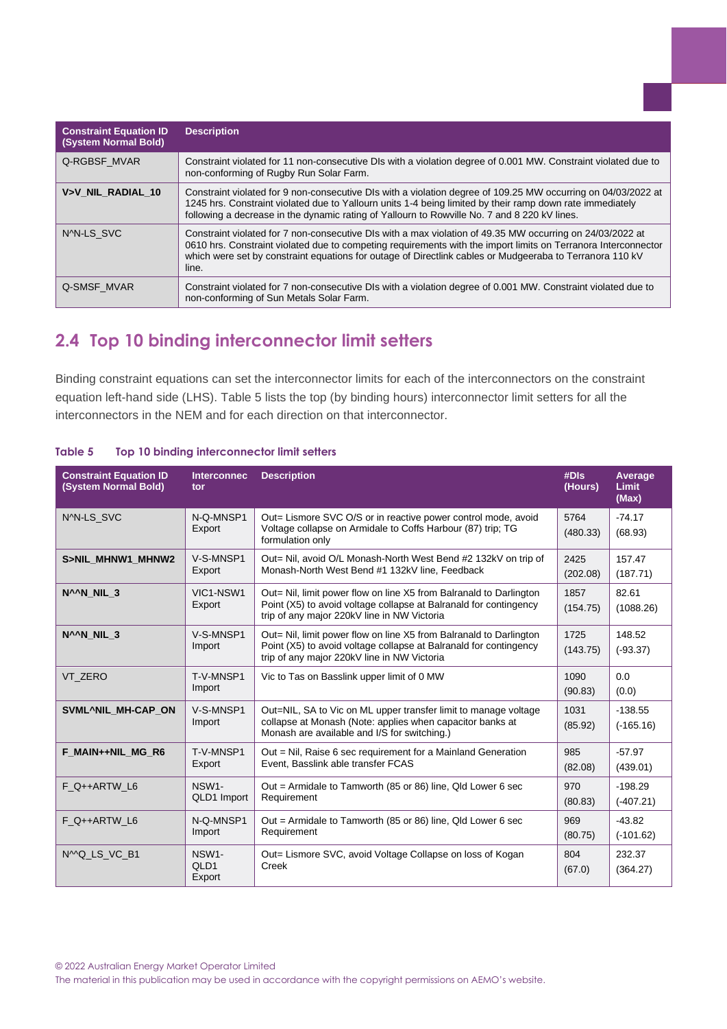| Constraint Equation ID (System Normal Bold) | Description |
|---|---|
| Q-RGBSF_MVAR | Constraint violated for 11 non-consecutive DIs with a violation degree of 0.001 MW. Constraint violated due to non-conforming of Rugby Run Solar Farm. |
| **V>V_NIL_RADIAL_10** | Constraint violated for 9 non-consecutive DIs with a violation degree of 109.25 MW occurring on 04/03/2022 at 1245 hrs. Constraint violated due to Yallourn units 1-4 being limited by their ramp down rate immediately following a decrease in the dynamic rating of Yallourn to Rowville No. 7 and 8 220 kV lines. |
| N^N-LS_SVC | Constraint violated for 7 non-consecutive DIs with a max violation of 49.35 MW occurring on 24/03/2022 at 0610 hrs. Constraint violated due to competing requirements with the import limits on Terranora Interconnector which were set by constraint equations for outage of Directlink cables or Mudgeeraba to Terranora 110 kV line. |
| Q-SMSF_MVAR | Constraint violated for 7 non-consecutive DIs with a violation degree of 0.001 MW. Constraint violated due to non-conforming of Sun Metals Solar Farm. |

## 2.4 Top 10 binding interconnector limit setters

Binding constraint equations can set the interconnector limits for each of the interconnectors on the constraint equation left-hand side (LHS). Table 5 lists the top (by binding hours) interconnector limit setters for all the interconnectors in the NEM and for each direction on that interconnector.

**Table 5 Top 10 binding interconnector limit setters**

| Constraint Equation ID (System Normal Bold) | Interconnector | Description | #DIs (Hours) | Average Limit (Max) |
|---|---|---|---|---|
| N^N-LS_SVC | N-Q-MNSP1 Export | Out= Lismore SVC O/S or in reactive power control mode, avoid Voltage collapse on Armidale to Coffs Harbour (87) trip; TG formulation only | 5764 (480.33) | -74.17 (68.93) |
| **S>NIL_MHNW1_MHNW2** | V-S-MNSP1 Export | Out= Nil, avoid O/L Monash-North West Bend #2 132kV on trip of Monash-North West Bend #1 132kV line, Feedback | 2425 (202.08) | 157.47 (187.71) |
| **N^^N_NIL_3** | VIC1-NSW1 Export | Out= Nil, limit power flow on line X5 from Balranald to Darlington Point (X5) to avoid voltage collapse at Balranald for contingency trip of any major 220kV line in NW Victoria | 1857 (154.75) | 82.61 (1088.26) |
| **N^^N_NIL_3** | V-S-MNSP1 Import | Out= Nil, limit power flow on line X5 from Balranald to Darlington Point (X5) to avoid voltage collapse at Balranald for contingency trip of any major 220kV line in NW Victoria | 1725 (143.75) | 148.52 (-93.37) |
| VT_ZERO | T-V-MNSP1 Import | Vic to Tas on Basslink upper limit of 0 MW | 1090 (90.83) | 0.0 (0.0) |
| **SVML^NIL_MH-CAP_ON** | V-S-MNSP1 Import | Out=NIL, SA to Vic on ML upper transfer limit to manage voltage collapse at Monash (Note: applies when capacitor banks at Monash are available and I/S for switching.) | 1031 (85.92) | -138.55 (-165.16) |
| **F_MAIN++NIL_MG_R6** | T-V-MNSP1 Export | Out = Nil, Raise 6 sec requirement for a Mainland Generation Event, Basslink able transfer FCAS | 985 (82.08) | -57.97 (439.01) |
| F_Q++ARTW_L6 | NSW1-QLD1 Import | Out = Armidale to Tamworth (85 or 86) line, Qld Lower 6 sec Requirement | 970 (80.83) | -198.29 (-407.21) |
| F_Q++ARTW_L6 | N-Q-MNSP1 Import | Out = Armidale to Tamworth (85 or 86) line, Qld Lower 6 sec Requirement | 969 (80.75) | -43.82 (-101.62) |
| N^^Q_LS_VC_B1 | NSW1-QLD1 Export | Out= Lismore SVC, avoid Voltage Collapse on loss of Kogan Creek | 804 (67.0) | 232.37 (364.27) |

© 2022 Australian Energy Market Operator Limited
The material in this publication may be used in accordance with the copyright permissions on AEMO's website.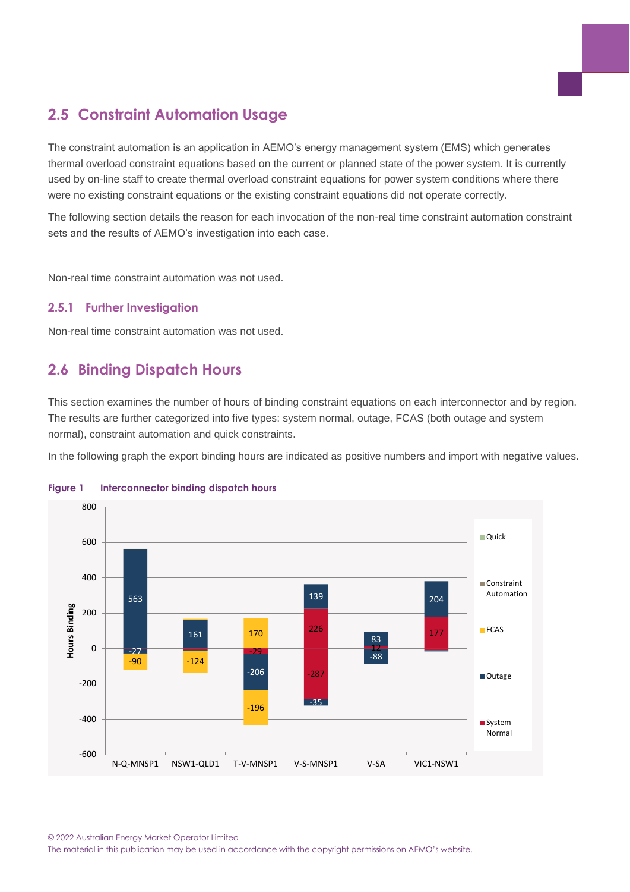## 2.5 Constraint Automation Usage

The constraint automation is an application in AEMO's energy management system (EMS) which generates thermal overload constraint equations based on the current or planned state of the power system. It is currently used by on-line staff to create thermal overload constraint equations for power system conditions where there were no existing constraint equations or the existing constraint equations did not operate correctly.

The following section details the reason for each invocation of the non-real time constraint automation constraint sets and the results of AEMO's investigation into each case.

Non-real time constraint automation was not used.

### 2.5.1 Further Investigation

Non-real time constraint automation was not used.

## 2.6 Binding Dispatch Hours

This section examines the number of hours of binding constraint equations on each interconnector and by region. The results are further categorized into five types: system normal, outage, FCAS (both outage and system normal), constraint automation and quick constraints.

In the following graph the export binding hours are indicated as positive numbers and import with negative values.

**Figure 1 Interconnector binding dispatch hours**

| Interconnector | Direction | System Normal | Outage | FCAS |
|---|---|---|---|---|
| N-Q-MNSP1 | Export | | 563 | |
| N-Q-MNSP1 | Import | | -27 | -90 |
| NSW1-QLD1 | Export | | 161 | |
| NSW1-QLD1 | Import | | | -124 |
| T-V-MNSP1 | Export | | | 170 |
| T-V-MNSP1 | Import | -29 | -206 | -196 |
| V-S-MNSP1 | Export | 226 | 139 | |
| V-S-MNSP1 | Import | -287 | -35 | |
| V-SA | Export | 12 | 83 | |
| V-SA | Import | | -88 | |
| VIC1-NSW1 | Export | 177 | 204 | |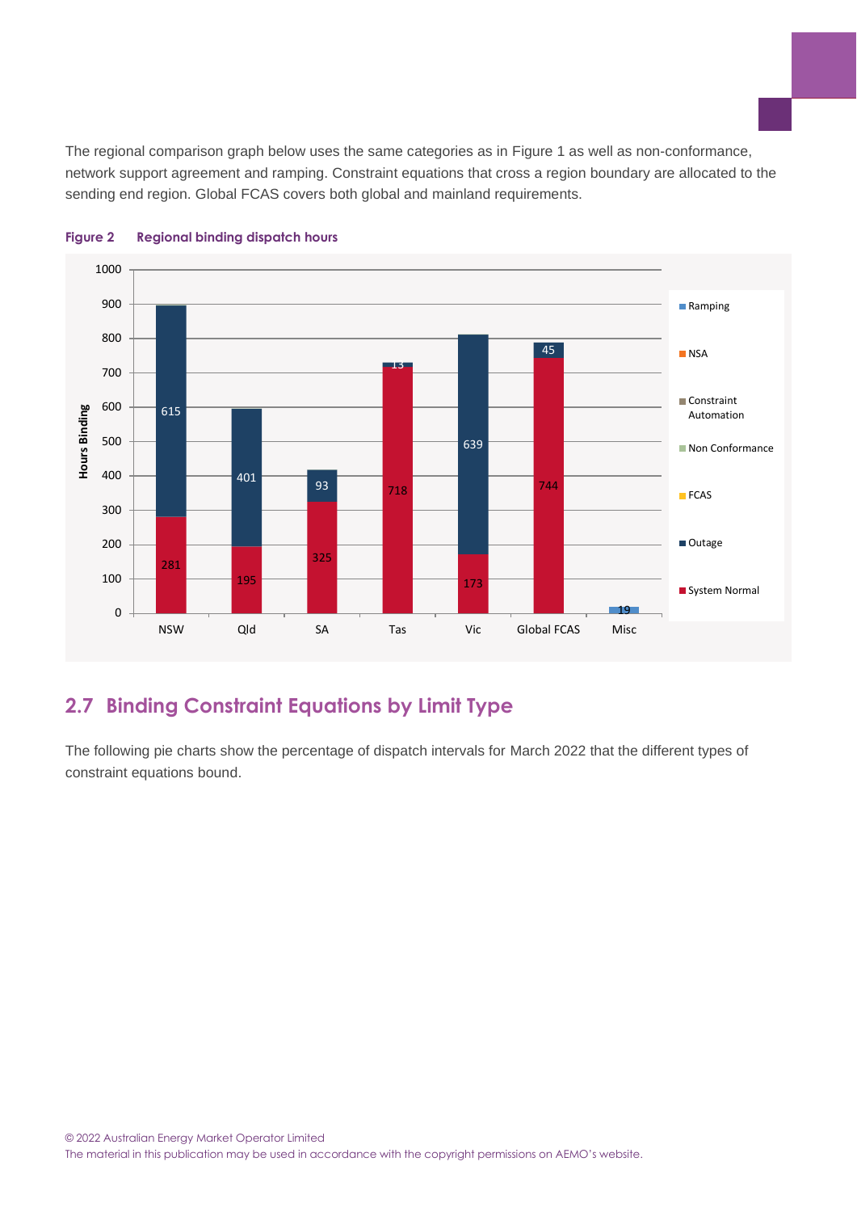The regional comparison graph below uses the same categories as in Figure 1 as well as non-conformance, network support agreement and ramping. Constraint equations that cross a region boundary are allocated to the sending end region. Global FCAS covers both global and mainland requirements.

**Figure 2 Regional binding dispatch hours**

| Region | System Normal | Outage | FCAS | Ramping |
|---|---|---|---|---|
| NSW | 281 | 615 | | |
| Qld | 195 | 401 | | |
| SA | 325 | 93 | | |
| Tas | 718 | 13 | | |
| Vic | 173 | 639 | | |
| Global FCAS | | 45 | 744 | |
| Misc | | | | 19 |

## 2.7 Binding Constraint Equations by Limit Type

The following pie charts show the percentage of dispatch intervals for March 2022 that the different types of constraint equations bound.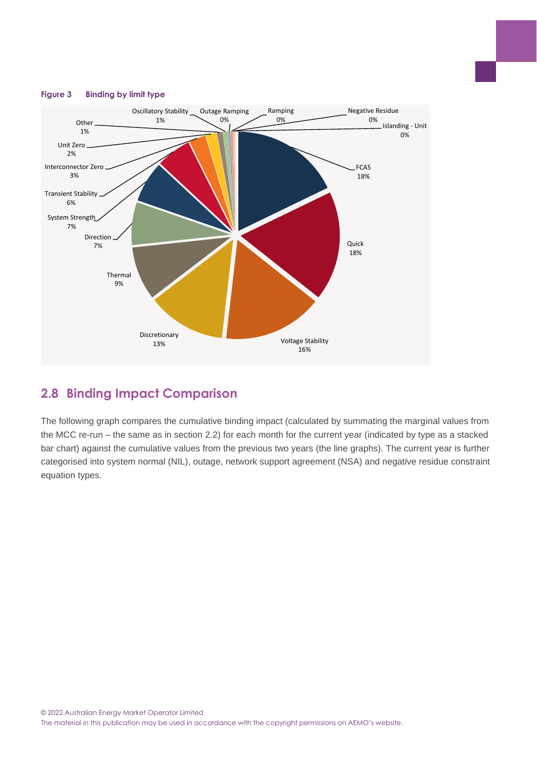**Figure 3 Binding by limit type**

| Limit type | Share |
| --- | --- |
| FCAS | 18% |
| Quick | 18% |
| Voltage Stability | 16% |
| Discretionary | 13% |
| Thermal | 9% |
| Direction | 7% |
| System Strength | 7% |
| Transient Stability | 6% |
| Interconnector Zero | 3% |
| Unit Zero | 2% |
| Other | 1% |
| Oscillatory Stability | 1% |
| Outage Ramping | 0% |
| Ramping | 0% |
| Negative Residue | 0% |
| Islanding - Unit | 0% |

## 2.8 Binding Impact Comparison

The following graph compares the cumulative binding impact (calculated by summating the marginal values from the MCC re-run – the same as in section 2.2) for each month for the current year (indicated by type as a stacked bar chart) against the cumulative values from the previous two years (the line graphs). The current year is further categorised into system normal (NIL), outage, network support agreement (NSA) and negative residue constraint equation types.

© 2022 Australian Energy Market Operator Limited
The material in this publication may be used in accordance with the copyright permissions on AEMO's website.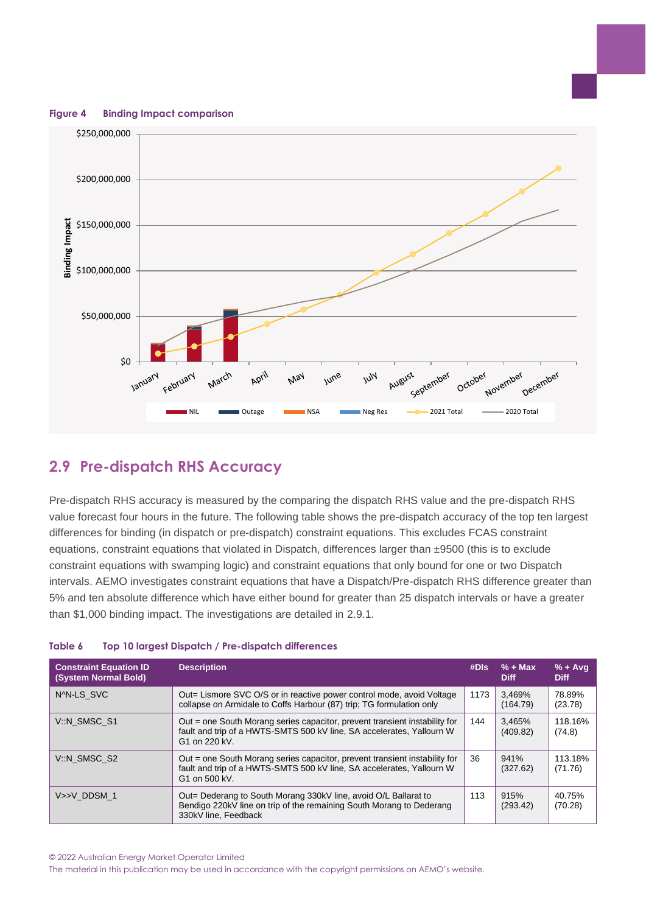**Figure 4 Binding Impact comparison**

## 2.9 Pre-dispatch RHS Accuracy

Pre-dispatch RHS accuracy is measured by the comparing the dispatch RHS value and the pre-dispatch RHS value forecast four hours in the future. The following table shows the pre-dispatch accuracy of the top ten largest differences for binding (in dispatch or pre-dispatch) constraint equations. This excludes FCAS constraint equations, constraint equations that violated in Dispatch, differences larger than ±9500 (this is to exclude constraint equations with swamping logic) and constraint equations that only bound for one or two Dispatch intervals. AEMO investigates constraint equations that have a Dispatch/Pre-dispatch RHS difference greater than 5% and ten absolute difference which have either bound for greater than 25 dispatch intervals or have a greater than $1,000 binding impact. The investigations are detailed in 2.9.1.

**Table 6 Top 10 largest Dispatch / Pre-dispatch differences**

| Constraint Equation ID (System Normal Bold) | Description | #DIs | % + Max Diff | % + Avg Diff |
|---|---|---|---|---|
| N^N-LS_SVC | Out= Lismore SVC O/S or in reactive power control mode, avoid Voltage collapse on Armidale to Coffs Harbour (87) trip; TG formulation only | 1173 | 3,469% (164.79) | 78.89% (23.78) |
| V::N_SMSC_S1 | Out = one South Morang series capacitor, prevent transient instability for fault and trip of a HWTS-SMTS 500 kV line, SA accelerates, Yallourn W G1 on 220 kV. | 144 | 3,465% (409.82) | 118.16% (74.8) |
| V::N_SMSC_S2 | Out = one South Morang series capacitor, prevent transient instability for fault and trip of a HWTS-SMTS 500 kV line, SA accelerates, Yallourn W G1 on 500 kV. | 36 | 941% (327.62) | 113.18% (71.76) |
| V>>V_DDSM_1 | Out= Dederang to South Morang 330kV line, avoid O/L Ballarat to Bendigo 220kV line on trip of the remaining South Morang to Dederang 330kV line, Feedback | 113 | 915% (293.42) | 40.75% (70.28) |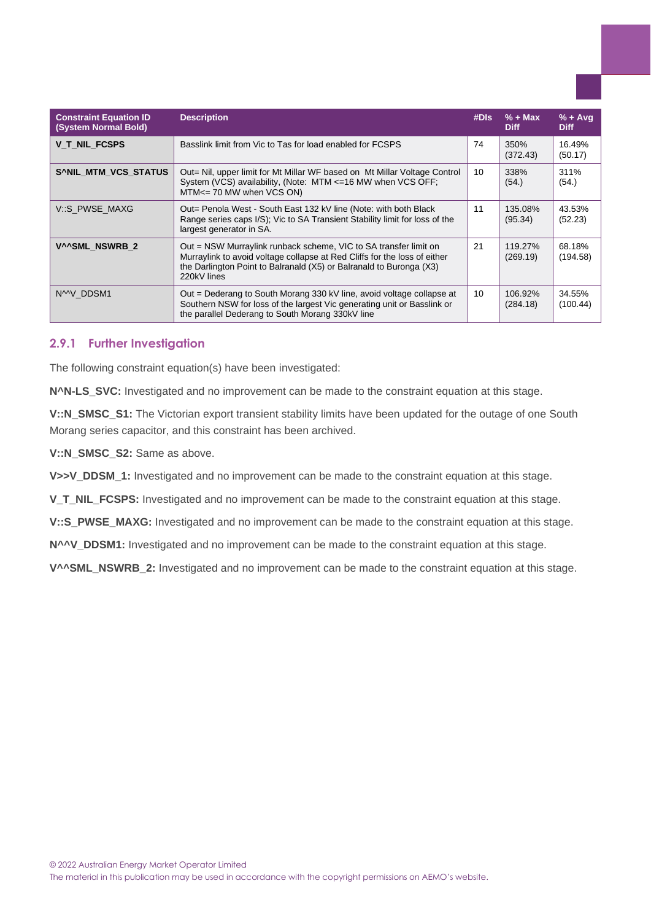| Constraint Equation ID (System Normal Bold) | Description | #DIs | % + Max Diff | % + Avg Diff |
|---|---|---|---|---|
| **V_T_NIL_FCSPS** | Basslink limit from Vic to Tas for load enabled for FCSPS | 74 | 350% (372.43) | 16.49% (50.17) |
| **S^NIL_MTM_VCS_STATUS** | Out= Nil, upper limit for Mt Millar WF based on Mt Millar Voltage Control System (VCS) availability, (Note: MTM <=16 MW when VCS OFF; MTM<= 70 MW when VCS ON) | 10 | 338% (54.) | 311% (54.) |
| V::S_PWSE_MAXG | Out= Penola West - South East 132 kV line (Note: with both Black Range series caps I/S); Vic to SA Transient Stability limit for loss of the largest generator in SA. | 11 | 135.08% (95.34) | 43.53% (52.23) |
| **V^^SML_NSWRB_2** | Out = NSW Murraylink runback scheme, VIC to SA transfer limit on Murraylink to avoid voltage collapse at Red Cliffs for the loss of either the Darlington Point to Balranald (X5) or Balranald to Buronga (X3) 220kV lines | 21 | 119.27% (269.19) | 68.18% (194.58) |
| N^^V_DDSM1 | Out = Dederang to South Morang 330 kV line, avoid voltage collapse at Southern NSW for loss of the largest Vic generating unit or Basslink or the parallel Dederang to South Morang 330kV line | 10 | 106.92% (284.18) | 34.55% (100.44) |

### 2.9.1 Further Investigation

The following constraint equation(s) have been investigated:

**N^N-LS_SVC:** Investigated and no improvement can be made to the constraint equation at this stage.

**V::N_SMSC_S1:** The Victorian export transient stability limits have been updated for the outage of one South Morang series capacitor, and this constraint has been archived.

**V::N_SMSC_S2:** Same as above.

**V>>V_DDSM_1:** Investigated and no improvement can be made to the constraint equation at this stage.

**V_T_NIL_FCSPS:** Investigated and no improvement can be made to the constraint equation at this stage.

**V::S_PWSE_MAXG:** Investigated and no improvement can be made to the constraint equation at this stage.

**N^^V_DDSM1:** Investigated and no improvement can be made to the constraint equation at this stage.

**V^^SML_NSWRB_2:** Investigated and no improvement can be made to the constraint equation at this stage.

© 2022 Australian Energy Market Operator Limited
The material in this publication may be used in accordance with the copyright permissions on AEMO's website.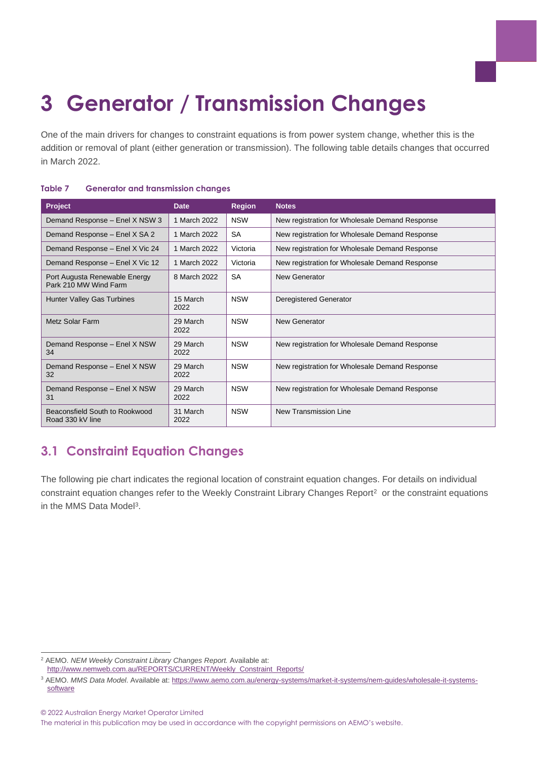# 3 Generator / Transmission Changes

One of the main drivers for changes to constraint equations is from power system change, whether this is the addition or removal of plant (either generation or transmission). The following table details changes that occurred in March 2022.

**Table 7 Generator and transmission changes**

| Project | Date | Region | Notes |
|---|---|---|---|
| Demand Response – Enel X NSW 3 | 1 March 2022 | NSW | New registration for Wholesale Demand Response |
| Demand Response – Enel X SA 2 | 1 March 2022 | SA | New registration for Wholesale Demand Response |
| Demand Response – Enel X Vic 24 | 1 March 2022 | Victoria | New registration for Wholesale Demand Response |
| Demand Response – Enel X Vic 12 | 1 March 2022 | Victoria | New registration for Wholesale Demand Response |
| Port Augusta Renewable Energy Park 210 MW Wind Farm | 8 March 2022 | SA | New Generator |
| Hunter Valley Gas Turbines | 15 March 2022 | NSW | Deregistered Generator |
| Metz Solar Farm | 29 March 2022 | NSW | New Generator |
| Demand Response – Enel X NSW 34 | 29 March 2022 | NSW | New registration for Wholesale Demand Response |
| Demand Response – Enel X NSW 32 | 29 March 2022 | NSW | New registration for Wholesale Demand Response |
| Demand Response – Enel X NSW 31 | 29 March 2022 | NSW | New registration for Wholesale Demand Response |
| Beaconsfield South to Rookwood Road 330 kV line | 31 March 2022 | NSW | New Transmission Line |

## 3.1 Constraint Equation Changes

The following pie chart indicates the regional location of constraint equation changes. For details on individual constraint equation changes refer to the Weekly Constraint Library Changes Report[2] or the constraint equations in the MMS Data Model[3].

[2] AEMO. *NEM Weekly Constraint Library Changes Report.* Available at: http://www.nemweb.com.au/REPORTS/CURRENT/Weekly_Constraint_Reports/

[3] AEMO. *MMS Data Model*. Available at: https://www.aemo.com.au/energy-systems/market-it-systems/nem-guides/wholesale-it-systems-software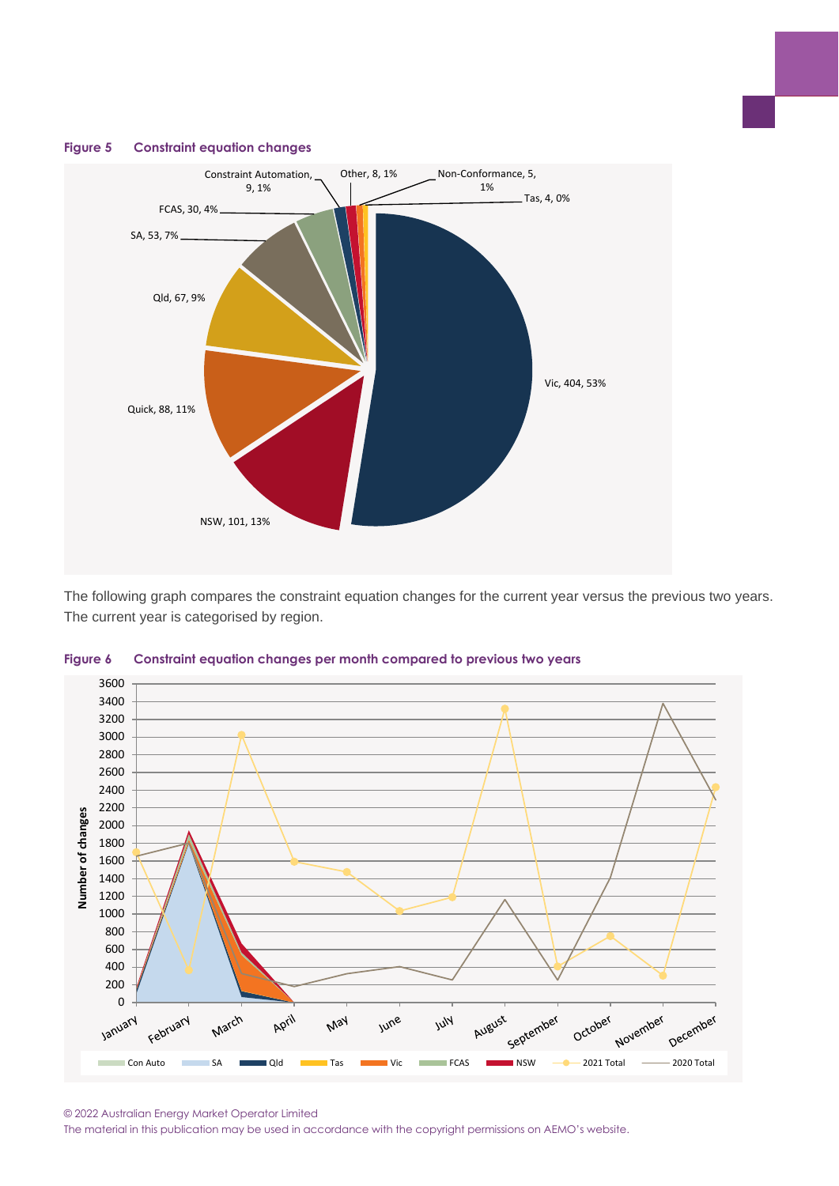**Figure 5 Constraint equation changes**

Constraint Automation, 9, 1%

Other, 8, 1%

Non-Conformance, 5, 1%

Tas, 4, 0%

FCAS, 30, 4%

SA, 53, 7%

Qld, 67, 9%

Vic, 404, 53%

Quick, 88, 11%

NSW, 101, 13%

The following graph compares the constraint equation changes for the current year versus the previous two years. The current year is categorised by region.

**Figure 6 Constraint equation changes per month compared to previous two years**

Number of changes

0
200
400
600
800
1000
1200
1400
1600
1800
2000
2200
2400
2600
2800
3000
3200
3400
3600

January
February
March
April
May
June
July
August
September
October
November
December

Con Auto
SA
Qld
Tas
Vic
FCAS
NSW
2021 Total
2020 Total

© 2022 Australian Energy Market Operator Limited
The material in this publication may be used in accordance with the copyright permissions on AEMO's website.